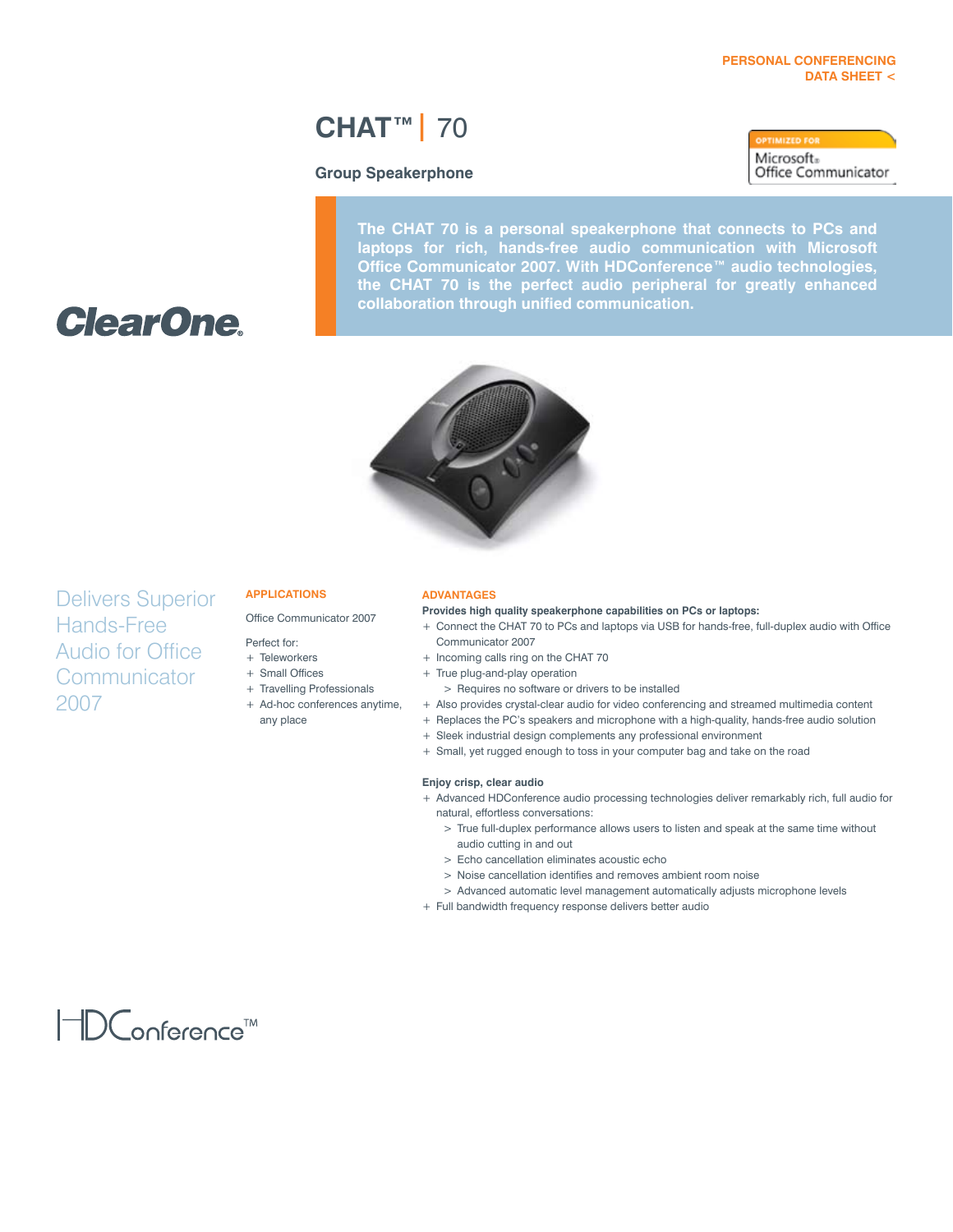PERSONAL CONFERENCING
DATA SHEET <

# CHAT™ | 70

## Group Speakerphone

OPTIMIZED FOR Microsoft® Office Communicator

**The CHAT 70 is a personal speakerphone that connects to PCs and laptops for rich, hands-free audio communication with Microsoft Office Communicator 2007. With HDConference™ audio technologies, the CHAT 70 is the perfect audio peripheral for greatly enhanced collaboration through unified communication.**

ClearOne.

## Delivers Superior Hands-Free Audio for Office Communicator 2007

### APPLICATIONS

Office Communicator 2007

Perfect for:

+ Teleworkers
+ Small Offices
+ Travelling Professionals
+ Ad-hoc conferences anytime, any place

### ADVANTAGES

**Provides high quality speakerphone capabilities on PCs or laptops:**

+ Connect the CHAT 70 to PCs and laptops via USB for hands-free, full-duplex audio with Office Communicator 2007
+ Incoming calls ring on the CHAT 70
+ True plug-and-play operation
  > Requires no software or drivers to be installed
+ Also provides crystal-clear audio for video conferencing and streamed multimedia content
+ Replaces the PC's speakers and microphone with a high-quality, hands-free audio solution
+ Sleek industrial design complements any professional environment
+ Small, yet rugged enough to toss in your computer bag and take on the road

**Enjoy crisp, clear audio**

+ Advanced HDConference audio processing technologies deliver remarkably rich, full audio for natural, effortless conversations:
  > True full-duplex performance allows users to listen and speak at the same time without audio cutting in and out
  > Echo cancellation eliminates acoustic echo
  > Noise cancellation identifies and removes ambient room noise
  > Advanced automatic level management automatically adjusts microphone levels
+ Full bandwidth frequency response delivers better audio

HDConference™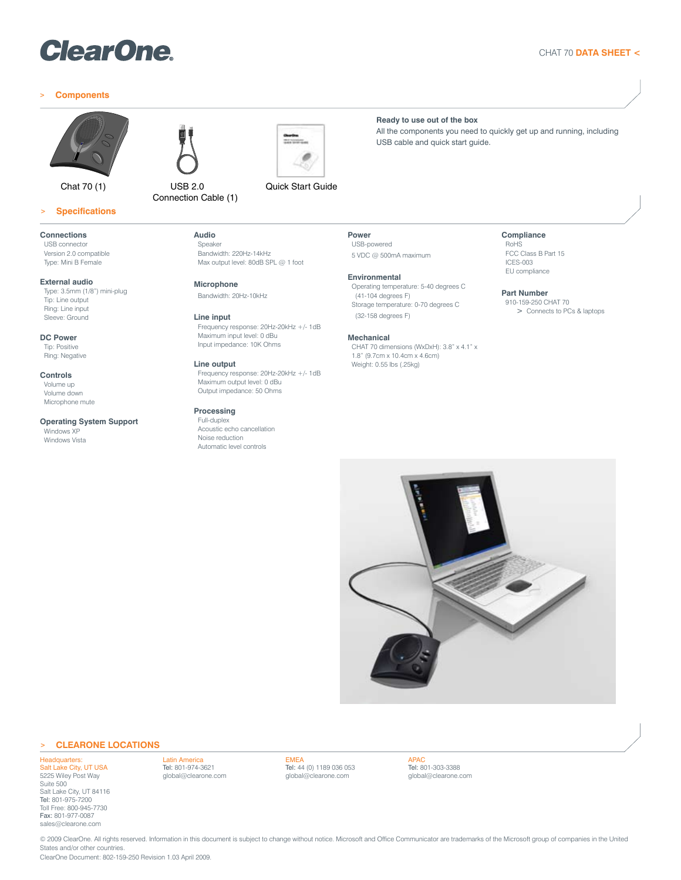## > Components

Chat 70 (1)

USB 2.0 Connection Cable (1)

Quick Start Guide

**Ready to use out of the box**

All the components you need to quickly get up and running, including USB cable and quick start guide.

## > Specifications

**Connections**
USB connector
Version 2.0 compatible
Type: Mini B Female

**External audio**
Type: 3.5mm (1/8") mini-plug
Tip: Line output
Ring: Line input
Sleeve: Ground

**DC Power**
Tip: Positive
Ring: Negative

**Controls**
Volume up
Volume down
Microphone mute

**Operating System Support**
Windows XP
Windows Vista

**Audio**
Speaker
Bandwidth: 220Hz-14kHz
Max output level: 80dB SPL @ 1 foot

**Microphone**
Bandwidth: 20Hz-10kHz

**Line input**
Frequency response: 20Hz-20kHz +/- 1dB
Maximum input level: 0 dBu
Input impedance: 10K Ohms

**Line output**
Frequency response: 20Hz-20kHz +/- 1dB
Maximum output level: 0 dBu
Output impedance: 50 Ohms

**Processing**
Full-duplex
Acoustic echo cancellation
Noise reduction
Automatic level controls

**Power**
USB-powered
5 VDC @ 500mA maximum

**Environmental**
Operating temperature: 5-40 degrees C (41-104 degrees F)
Storage temperature: 0-70 degrees C (32-158 degrees F)

**Mechanical**
CHAT 70 dimensions (WxDxH): 3.8" x 4.1" x 1.8" (9.7cm x 10.4cm x 4.6cm)
Weight: 0.55 lbs (.25kg)

**Compliance**
RoHS
FCC Class B Part 15
ICES-003
EU compliance

**Part Number**
910-159-250 CHAT 70
> Connects to PCs & laptops

## > CLEARONE LOCATIONS

Headquarters:
Salt Lake City, UT USA
5225 Wiley Post Way
Suite 500
Salt Lake City, UT 84116
Tel: 801-975-7200
Toll Free: 800-945-7730
Fax: 801-977-0087
sales@clearone.com

Latin America
Tel: 801-974-3621
global@clearone.com

EMEA
Tel: 44 (0) 1189 036 053
global@clearone.com

APAC
Tel: 801-303-3388
global@clearone.com

© 2009 ClearOne. All rights reserved. Information in this document is subject to change without notice. Microsoft and Office Communicator are trademarks of the Microsoft group of companies in the United States and/or other countries.
ClearOne Document: 802-159-250 Revision 1.03 April 2009.